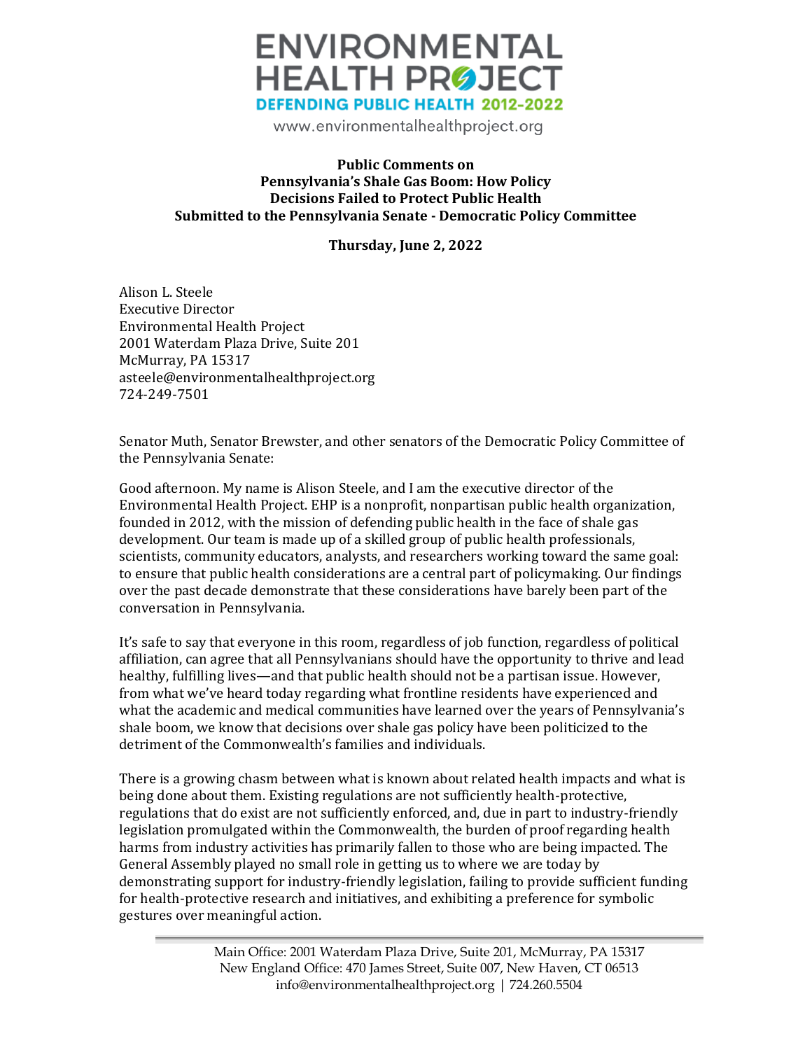ENVIRONMENTAL HEALTH PROJECT
DEFENDING PUBLIC HEALTH 2012-2022
www.environmentalhealthproject.org

**Public Comments on**
**Pennsylvania's Shale Gas Boom: How Policy Decisions Failed to Protect Public Health**
**Submitted to the Pennsylvania Senate - Democratic Policy Committee**

**Thursday, June 2, 2022**

Alison L. Steele
Executive Director
Environmental Health Project
2001 Waterdam Plaza Drive, Suite 201
McMurray, PA 15317
asteele@environmentalhealthproject.org
724-249-7501

Senator Muth, Senator Brewster, and other senators of the Democratic Policy Committee of the Pennsylvania Senate:

Good afternoon. My name is Alison Steele, and I am the executive director of the Environmental Health Project. EHP is a nonprofit, nonpartisan public health organization, founded in 2012, with the mission of defending public health in the face of shale gas development. Our team is made up of a skilled group of public health professionals, scientists, community educators, analysts, and researchers working toward the same goal: to ensure that public health considerations are a central part of policymaking. Our findings over the past decade demonstrate that these considerations have barely been part of the conversation in Pennsylvania.

It's safe to say that everyone in this room, regardless of job function, regardless of political affiliation, can agree that all Pennsylvanians should have the opportunity to thrive and lead healthy, fulfilling lives—and that public health should not be a partisan issue. However, from what we've heard today regarding what frontline residents have experienced and what the academic and medical communities have learned over the years of Pennsylvania's shale boom, we know that decisions over shale gas policy have been politicized to the detriment of the Commonwealth's families and individuals.

There is a growing chasm between what is known about related health impacts and what is being done about them. Existing regulations are not sufficiently health-protective, regulations that do exist are not sufficiently enforced, and, due in part to industry-friendly legislation promulgated within the Commonwealth, the burden of proof regarding health harms from industry activities has primarily fallen to those who are being impacted. The General Assembly played no small role in getting us to where we are today by demonstrating support for industry-friendly legislation, failing to provide sufficient funding for health-protective research and initiatives, and exhibiting a preference for symbolic gestures over meaningful action.

Main Office: 2001 Waterdam Plaza Drive, Suite 201, McMurray, PA 15317
New England Office: 470 James Street, Suite 007, New Haven, CT 06513
info@environmentalhealthproject.org | 724.260.5504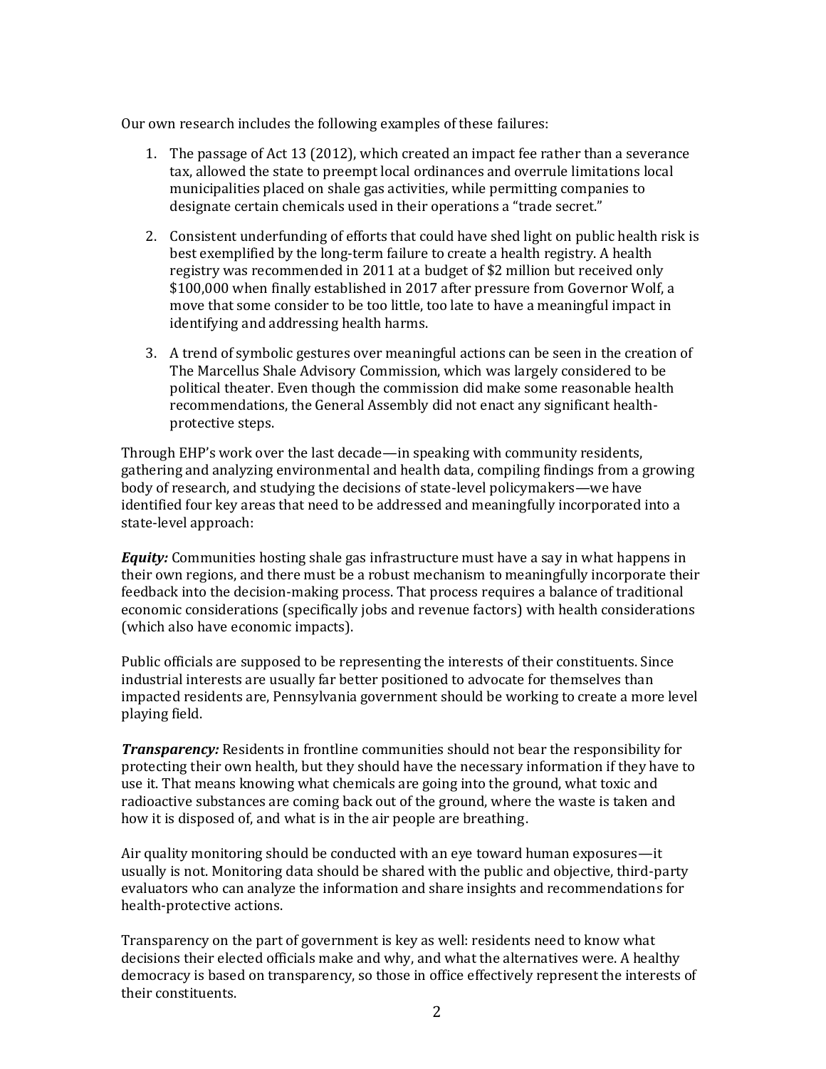Our own research includes the following examples of these failures:

1. The passage of Act 13 (2012), which created an impact fee rather than a severance tax, allowed the state to preempt local ordinances and overrule limitations local municipalities placed on shale gas activities, while permitting companies to designate certain chemicals used in their operations a "trade secret."
2. Consistent underfunding of efforts that could have shed light on public health risk is best exemplified by the long-term failure to create a health registry. A health registry was recommended in 2011 at a budget of $2 million but received only $100,000 when finally established in 2017 after pressure from Governor Wolf, a move that some consider to be too little, too late to have a meaningful impact in identifying and addressing health harms.
3. A trend of symbolic gestures over meaningful actions can be seen in the creation of The Marcellus Shale Advisory Commission, which was largely considered to be political theater. Even though the commission did make some reasonable health recommendations, the General Assembly did not enact any significant health-protective steps.

Through EHP's work over the last decade—in speaking with community residents, gathering and analyzing environmental and health data, compiling findings from a growing body of research, and studying the decisions of state-level policymakers—we have identified four key areas that need to be addressed and meaningfully incorporated into a state-level approach:

***Equity:*** Communities hosting shale gas infrastructure must have a say in what happens in their own regions, and there must be a robust mechanism to meaningfully incorporate their feedback into the decision-making process. That process requires a balance of traditional economic considerations (specifically jobs and revenue factors) with health considerations (which also have economic impacts).

Public officials are supposed to be representing the interests of their constituents. Since industrial interests are usually far better positioned to advocate for themselves than impacted residents are, Pennsylvania government should be working to create a more level playing field.

***Transparency:*** Residents in frontline communities should not bear the responsibility for protecting their own health, but they should have the necessary information if they have to use it. That means knowing what chemicals are going into the ground, what toxic and radioactive substances are coming back out of the ground, where the waste is taken and how it is disposed of, and what is in the air people are breathing.

Air quality monitoring should be conducted with an eye toward human exposures—it usually is not. Monitoring data should be shared with the public and objective, third-party evaluators who can analyze the information and share insights and recommendations for health-protective actions.

Transparency on the part of government is key as well: residents need to know what decisions their elected officials make and why, and what the alternatives were. A healthy democracy is based on transparency, so those in office effectively represent the interests of their constituents.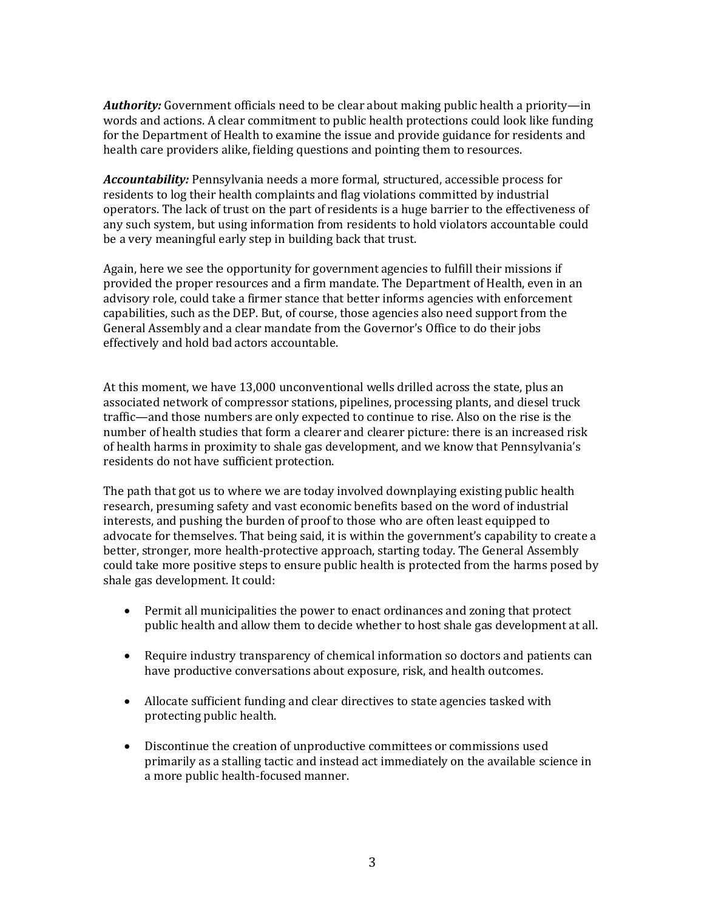***Authority:*** Government officials need to be clear about making public health a priority—in words and actions. A clear commitment to public health protections could look like funding for the Department of Health to examine the issue and provide guidance for residents and health care providers alike, fielding questions and pointing them to resources.

***Accountability:*** Pennsylvania needs a more formal, structured, accessible process for residents to log their health complaints and flag violations committed by industrial operators. The lack of trust on the part of residents is a huge barrier to the effectiveness of any such system, but using information from residents to hold violators accountable could be a very meaningful early step in building back that trust.

Again, here we see the opportunity for government agencies to fulfill their missions if provided the proper resources and a firm mandate. The Department of Health, even in an advisory role, could take a firmer stance that better informs agencies with enforcement capabilities, such as the DEP. But, of course, those agencies also need support from the General Assembly and a clear mandate from the Governor's Office to do their jobs effectively and hold bad actors accountable.

At this moment, we have 13,000 unconventional wells drilled across the state, plus an associated network of compressor stations, pipelines, processing plants, and diesel truck traffic—and those numbers are only expected to continue to rise. Also on the rise is the number of health studies that form a clearer and clearer picture: there is an increased risk of health harms in proximity to shale gas development, and we know that Pennsylvania's residents do not have sufficient protection.

The path that got us to where we are today involved downplaying existing public health research, presuming safety and vast economic benefits based on the word of industrial interests, and pushing the burden of proof to those who are often least equipped to advocate for themselves. That being said, it is within the government's capability to create a better, stronger, more health-protective approach, starting today. The General Assembly could take more positive steps to ensure public health is protected from the harms posed by shale gas development. It could:

- Permit all municipalities the power to enact ordinances and zoning that protect public health and allow them to decide whether to host shale gas development at all.

- Require industry transparency of chemical information so doctors and patients can have productive conversations about exposure, risk, and health outcomes.

- Allocate sufficient funding and clear directives to state agencies tasked with protecting public health.

- Discontinue the creation of unproductive committees or commissions used primarily as a stalling tactic and instead act immediately on the available science in a more public health-focused manner.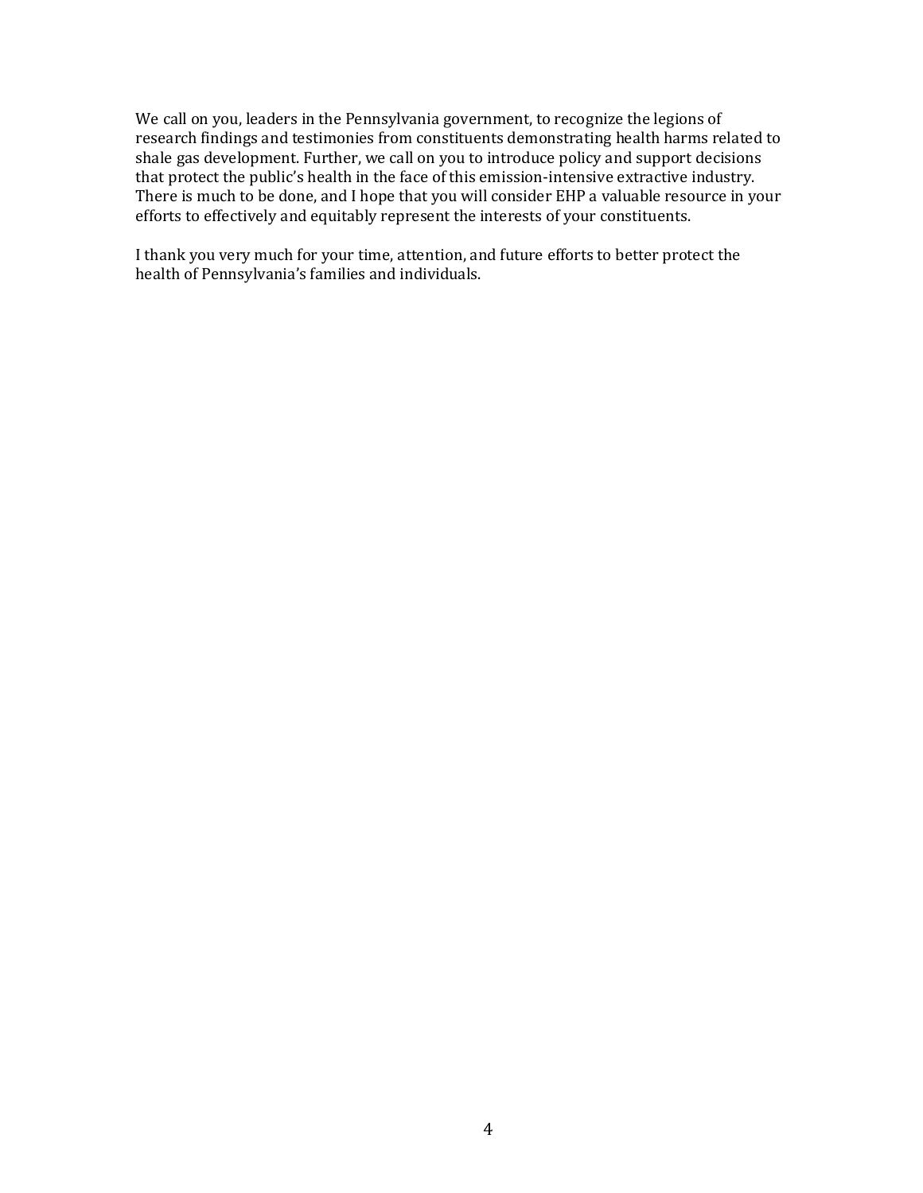We call on you, leaders in the Pennsylvania government, to recognize the legions of research findings and testimonies from constituents demonstrating health harms related to shale gas development. Further, we call on you to introduce policy and support decisions that protect the public's health in the face of this emission-intensive extractive industry. There is much to be done, and I hope that you will consider EHP a valuable resource in your efforts to effectively and equitably represent the interests of your constituents.

I thank you very much for your time, attention, and future efforts to better protect the health of Pennsylvania's families and individuals.